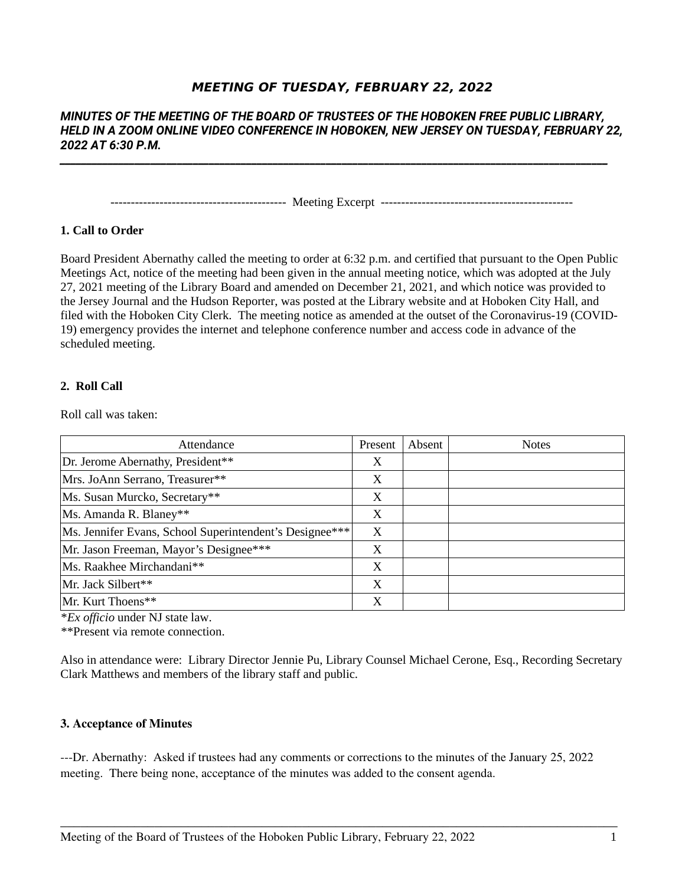# *MEETING OF TUESDAY, FEBRUARY 22, 2022*

***MINUTES OF THE MEETING OF THE BOARD OF TRUSTEES OF THE HOBOKEN FREE PUBLIC LIBRARY, HELD IN A ZOOM ONLINE VIDEO CONFERENCE IN HOBOKEN, NEW JERSEY ON TUESDAY, FEBRUARY 22, 2022 AT 6:30 P.M.***

------------------------------------------ Meeting Excerpt ----------------------------------------------

**1. Call to Order**

Board President Abernathy called the meeting to order at 6:32 p.m. and certified that pursuant to the Open Public Meetings Act, notice of the meeting had been given in the annual meeting notice, which was adopted at the July 27, 2021 meeting of the Library Board and amended on December 21, 2021, and which notice was provided to the Jersey Journal and the Hudson Reporter, was posted at the Library website and at Hoboken City Hall, and filed with the Hoboken City Clerk. The meeting notice as amended at the outset of the Coronavirus-19 (COVID-19) emergency provides the internet and telephone conference number and access code in advance of the scheduled meeting.

**2. Roll Call**

Roll call was taken:

| Attendance | Present | Absent | Notes |
|---|---|---|---|
| Dr. Jerome Abernathy, President** | X | | |
| Mrs. JoAnn Serrano, Treasurer** | X | | |
| Ms. Susan Murcko, Secretary** | X | | |
| Ms. Amanda R. Blaney** | X | | |
| Ms. Jennifer Evans, School Superintendent's Designee*** | X | | |
| Mr. Jason Freeman, Mayor's Designee*** | X | | |
| Ms. Raakhee Mirchandani** | X | | |
| Mr. Jack Silbert** | X | | |
| Mr. Kurt Thoens** | X | | |

**Ex officio* under NJ state law.
**Present via remote connection.

Also in attendance were: Library Director Jennie Pu, Library Counsel Michael Cerone, Esq., Recording Secretary Clark Matthews and members of the library staff and public.

**3. Acceptance of Minutes**

---Dr. Abernathy: Asked if trustees had any comments or corrections to the minutes of the January 25, 2022 meeting. There being none, acceptance of the minutes was added to the consent agenda.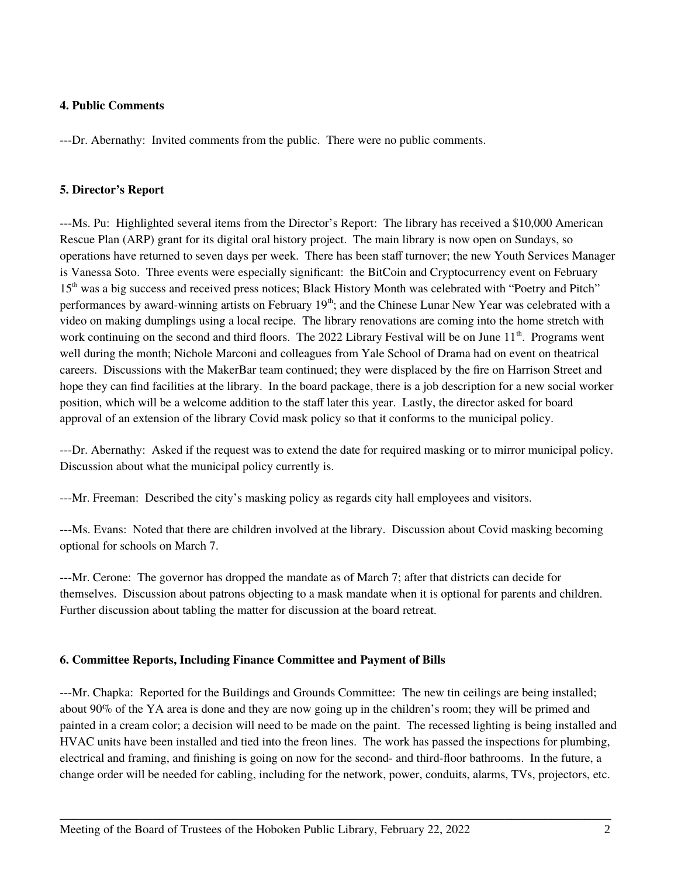**4. Public Comments**

---Dr. Abernathy: Invited comments from the public. There were no public comments.

**5. Director's Report**

---Ms. Pu: Highlighted several items from the Director's Report: The library has received a $10,000 American Rescue Plan (ARP) grant for its digital oral history project. The main library is now open on Sundays, so operations have returned to seven days per week. There has been staff turnover; the new Youth Services Manager is Vanessa Soto. Three events were especially significant: the BitCoin and Cryptocurrency event on February 15th was a big success and received press notices; Black History Month was celebrated with "Poetry and Pitch" performances by award-winning artists on February 19th; and the Chinese Lunar New Year was celebrated with a video on making dumplings using a local recipe. The library renovations are coming into the home stretch with work continuing on the second and third floors. The 2022 Library Festival will be on June 11th. Programs went well during the month; Nichole Marconi and colleagues from Yale School of Drama had on event on theatrical careers. Discussions with the MakerBar team continued; they were displaced by the fire on Harrison Street and hope they can find facilities at the library. In the board package, there is a job description for a new social worker position, which will be a welcome addition to the staff later this year. Lastly, the director asked for board approval of an extension of the library Covid mask policy so that it conforms to the municipal policy.

---Dr. Abernathy: Asked if the request was to extend the date for required masking or to mirror municipal policy. Discussion about what the municipal policy currently is.

---Mr. Freeman: Described the city's masking policy as regards city hall employees and visitors.

---Ms. Evans: Noted that there are children involved at the library. Discussion about Covid masking becoming optional for schools on March 7.

---Mr. Cerone: The governor has dropped the mandate as of March 7; after that districts can decide for themselves. Discussion about patrons objecting to a mask mandate when it is optional for parents and children. Further discussion about tabling the matter for discussion at the board retreat.

**6. Committee Reports, Including Finance Committee and Payment of Bills**

---Mr. Chapka: Reported for the Buildings and Grounds Committee: The new tin ceilings are being installed; about 90% of the YA area is done and they are now going up in the children's room; they will be primed and painted in a cream color; a decision will need to be made on the paint. The recessed lighting is being installed and HVAC units have been installed and tied into the freon lines. The work has passed the inspections for plumbing, electrical and framing, and finishing is going on now for the second- and third-floor bathrooms. In the future, a change order will be needed for cabling, including for the network, power, conduits, alarms, TVs, projectors, etc.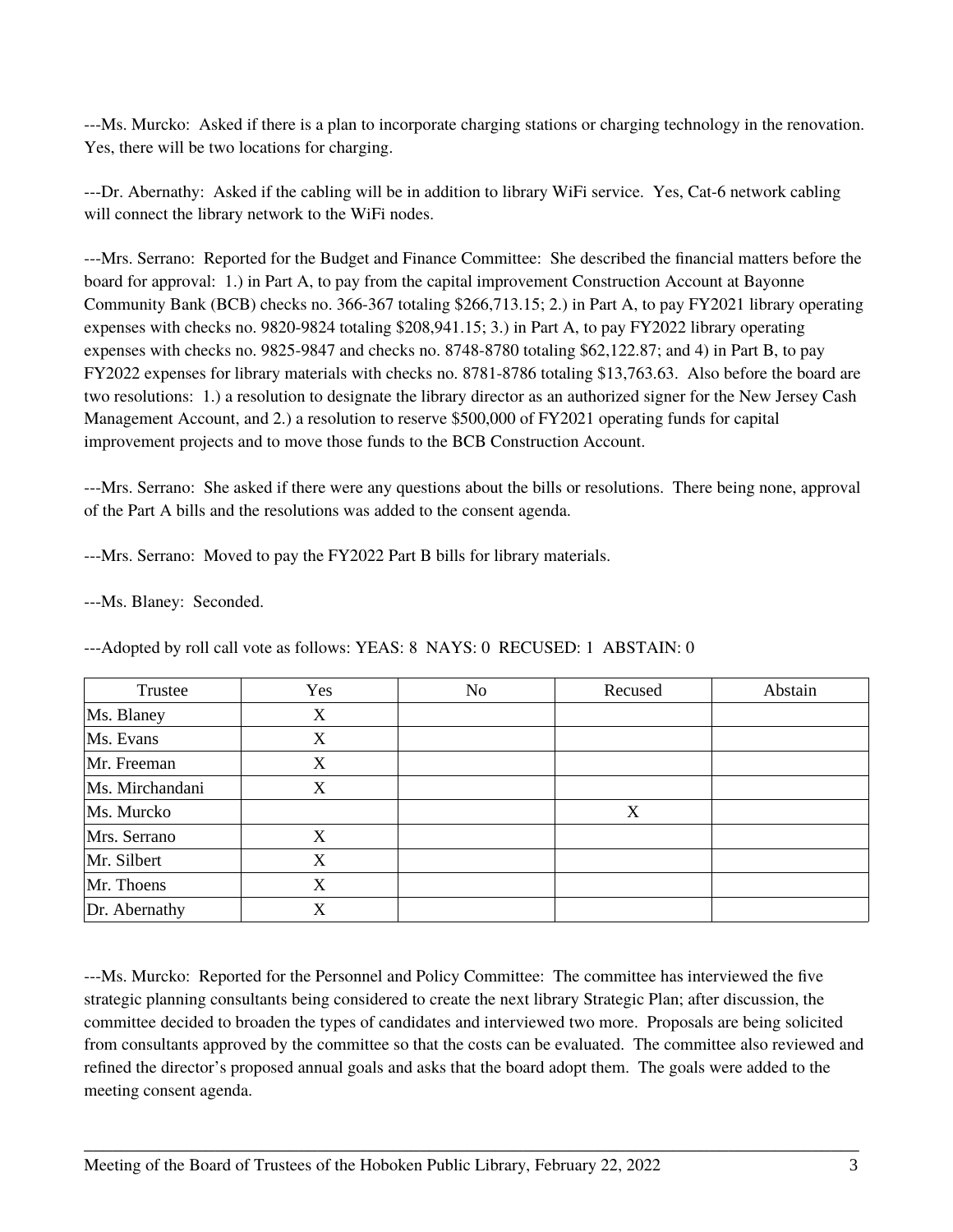---Ms. Murcko: Asked if there is a plan to incorporate charging stations or charging technology in the renovation. Yes, there will be two locations for charging.

---Dr. Abernathy: Asked if the cabling will be in addition to library WiFi service. Yes, Cat-6 network cabling will connect the library network to the WiFi nodes.

---Mrs. Serrano: Reported for the Budget and Finance Committee: She described the financial matters before the board for approval: 1.) in Part A, to pay from the capital improvement Construction Account at Bayonne Community Bank (BCB) checks no. 366-367 totaling $266,713.15; 2.) in Part A, to pay FY2021 library operating expenses with checks no. 9820-9824 totaling $208,941.15; 3.) in Part A, to pay FY2022 library operating expenses with checks no. 9825-9847 and checks no. 8748-8780 totaling $62,122.87; and 4) in Part B, to pay FY2022 expenses for library materials with checks no. 8781-8786 totaling $13,763.63. Also before the board are two resolutions: 1.) a resolution to designate the library director as an authorized signer for the New Jersey Cash Management Account, and 2.) a resolution to reserve $500,000 of FY2021 operating funds for capital improvement projects and to move those funds to the BCB Construction Account.

---Mrs. Serrano: She asked if there were any questions about the bills or resolutions. There being none, approval of the Part A bills and the resolutions was added to the consent agenda.

---Mrs. Serrano: Moved to pay the FY2022 Part B bills for library materials.

---Ms. Blaney: Seconded.

---Adopted by roll call vote as follows: YEAS: 8 NAYS: 0 RECUSED: 1 ABSTAIN: 0

| Trustee | Yes | No | Recused | Abstain |
|---|---|---|---|---|
| Ms. Blaney | X | | | |
| Ms. Evans | X | | | |
| Mr. Freeman | X | | | |
| Ms. Mirchandani | X | | | |
| Ms. Murcko | | | X | |
| Mrs. Serrano | X | | | |
| Mr. Silbert | X | | | |
| Mr. Thoens | X | | | |
| Dr. Abernathy | X | | | |

---Ms. Murcko: Reported for the Personnel and Policy Committee: The committee has interviewed the five strategic planning consultants being considered to create the next library Strategic Plan; after discussion, the committee decided to broaden the types of candidates and interviewed two more. Proposals are being solicited from consultants approved by the committee so that the costs can be evaluated. The committee also reviewed and refined the director's proposed annual goals and asks that the board adopt them. The goals were added to the meeting consent agenda.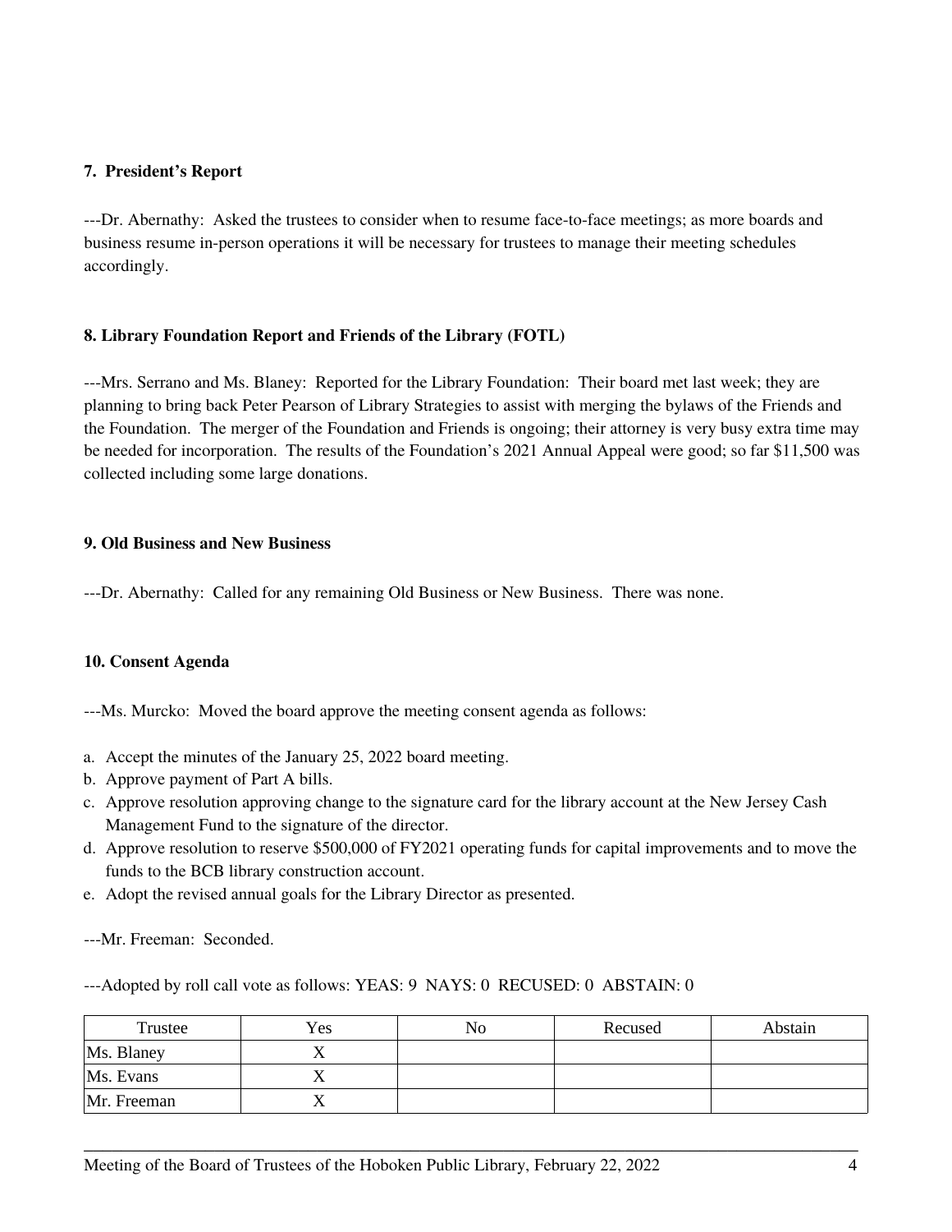**7. President's Report**

---Dr. Abernathy: Asked the trustees to consider when to resume face-to-face meetings; as more boards and business resume in-person operations it will be necessary for trustees to manage their meeting schedules accordingly.

**8. Library Foundation Report and Friends of the Library (FOTL)**

---Mrs. Serrano and Ms. Blaney: Reported for the Library Foundation: Their board met last week; they are planning to bring back Peter Pearson of Library Strategies to assist with merging the bylaws of the Friends and the Foundation. The merger of the Foundation and Friends is ongoing; their attorney is very busy extra time may be needed for incorporation. The results of the Foundation's 2021 Annual Appeal were good; so far $11,500 was collected including some large donations.

**9. Old Business and New Business**

---Dr. Abernathy: Called for any remaining Old Business or New Business. There was none.

**10. Consent Agenda**

---Ms. Murcko: Moved the board approve the meeting consent agenda as follows:

a. Accept the minutes of the January 25, 2022 board meeting.
b. Approve payment of Part A bills.
c. Approve resolution approving change to the signature card for the library account at the New Jersey Cash Management Fund to the signature of the director.
d. Approve resolution to reserve $500,000 of FY2021 operating funds for capital improvements and to move the funds to the BCB library construction account.
e. Adopt the revised annual goals for the Library Director as presented.

---Mr. Freeman: Seconded.

---Adopted by roll call vote as follows: YEAS: 9 NAYS: 0 RECUSED: 0 ABSTAIN: 0

| Trustee | Yes | No | Recused | Abstain |
|---|---|---|---|---|
| Ms. Blaney | X | | | |
| Ms. Evans | X | | | |
| Mr. Freeman | X | | | |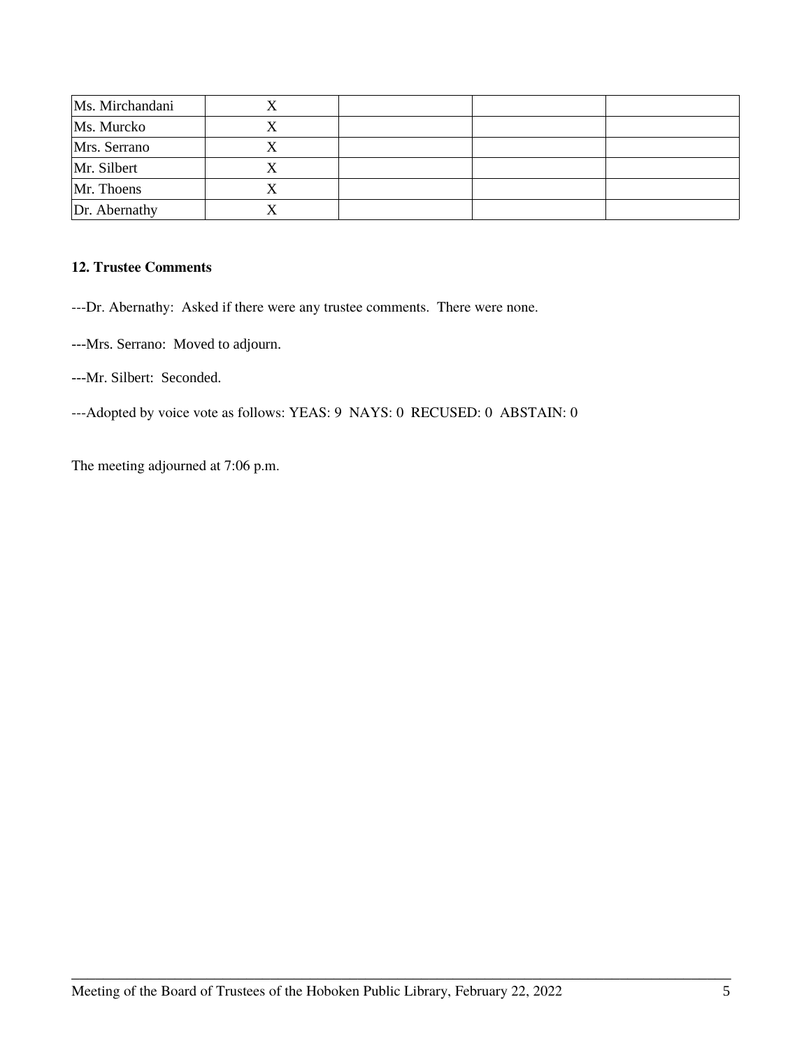| | | | | |
|---|---|---|---|---|
| Ms. Mirchandani | X | | | |
| Ms. Murcko | X | | | |
| Mrs. Serrano | X | | | |
| Mr. Silbert | X | | | |
| Mr. Thoens | X | | | |
| Dr. Abernathy | X | | | |

**12. Trustee Comments**

---Dr. Abernathy: Asked if there were any trustee comments. There were none.

---Mrs. Serrano: Moved to adjourn.

---Mr. Silbert: Seconded.

---Adopted by voice vote as follows: YEAS: 9 NAYS: 0 RECUSED: 0 ABSTAIN: 0

The meeting adjourned at 7:06 p.m.